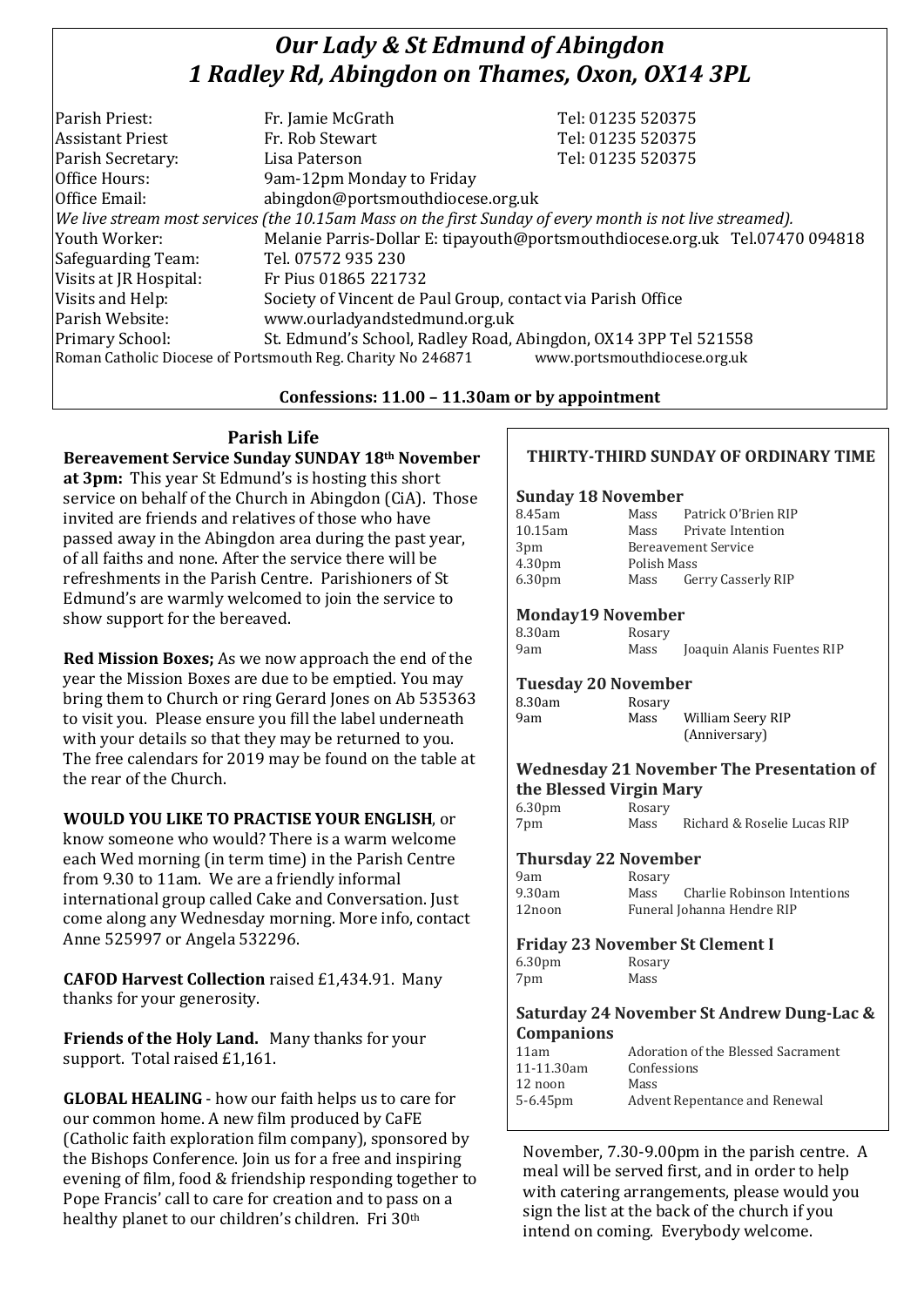# *Our Lady & St Edmund of Abingdon*
# *1 Radley Rd, Abingdon on Thames, Oxon, OX14 3PL*

| | | |
|---|---|---|
| Parish Priest: | Fr. Jamie McGrath | Tel: 01235 520375 |
| Assistant Priest | Fr. Rob Stewart | Tel: 01235 520375 |
| Parish Secretary: | Lisa Paterson | Tel: 01235 520375 |
| Office Hours: | 9am-12pm Monday to Friday | |
| Office Email: | abingdon@portsmouthdiocese.org.uk | |

*We live stream most services (the 10.15am Mass on the first Sunday of every month is not live streamed).*

| | |
|---|---|
| Youth Worker: | Melanie Parris-Dollar E: tipayouth@portsmouthdiocese.org.uk Tel.07470 094818 |
| Safeguarding Team: | Tel. 07572 935 230 |
| Visits at JR Hospital: | Fr Pius 01865 221732 |
| Visits and Help: | Society of Vincent de Paul Group, contact via Parish Office |
| Parish Website: | www.ourladyandstedmund.org.uk |
| Primary School: | St. Edmund's School, Radley Road, Abingdon, OX14 3PP Tel 521558 |

Roman Catholic Diocese of Portsmouth Reg. Charity No 246871 www.portsmouthdiocese.org.uk

**Confessions: 11.00 – 11.30am or by appointment**

## Parish Life

**Bereavement Service Sunday SUNDAY 18th November at 3pm:** This year St Edmund's is hosting this short service on behalf of the Church in Abingdon (CiA). Those invited are friends and relatives of those who have passed away in the Abingdon area during the past year, of all faiths and none. After the service there will be refreshments in the Parish Centre. Parishioners of St Edmund's are warmly welcomed to join the service to show support for the bereaved.

**Red Mission Boxes;** As we now approach the end of the year the Mission Boxes are due to be emptied. You may bring them to Church or ring Gerard Jones on Ab 535363 to visit you. Please ensure you fill the label underneath with your details so that they may be returned to you. The free calendars for 2019 may be found on the table at the rear of the Church.

**WOULD YOU LIKE TO PRACTISE YOUR ENGLISH**, or know someone who would? There is a warm welcome each Wed morning (in term time) in the Parish Centre from 9.30 to 11am. We are a friendly informal international group called Cake and Conversation. Just come along any Wednesday morning. More info, contact Anne 525997 or Angela 532296.

**CAFOD Harvest Collection** raised £1,434.91. Many thanks for your generosity.

**Friends of the Holy Land.** Many thanks for your support. Total raised £1,161.

**GLOBAL HEALING** - how our faith helps us to care for our common home. A new film produced by CaFE (Catholic faith exploration film company), sponsored by the Bishops Conference. Join us for a free and inspiring evening of film, food & friendship responding together to Pope Francis' call to care for creation and to pass on a healthy planet to our children's children. Fri 30th November, 7.30-9.00pm in the parish centre. A meal will be served first, and in order to help with catering arrangements, please would you sign the list at the back of the church if you intend on coming. Everybody welcome.

## THIRTY-THIRD SUNDAY OF ORDINARY TIME

### Sunday 18 November

| | | |
|---|---|---|
| 8.45am | Mass | Patrick O'Brien RIP |
| 10.15am | Mass | Private Intention |
| 3pm | Bereavement Service | |
| 4.30pm | Polish Mass | |
| 6.30pm | Mass | Gerry Casserly RIP |

### Monday19 November

| | | |
|---|---|---|
| 8.30am | Rosary | |
| 9am | Mass | Joaquin Alanis Fuentes RIP |

### Tuesday 20 November

| | | |
|---|---|---|
| 8.30am | Rosary | |
| 9am | Mass | William Seery RIP (Anniversary) |

### Wednesday 21 November The Presentation of the Blessed Virgin Mary

| | | |
|---|---|---|
| 6.30pm | Rosary | |
| 7pm | Mass | Richard & Roselie Lucas RIP |

### Thursday 22 November

| | | |
|---|---|---|
| 9am | Rosary | |
| 9.30am | Mass | Charlie Robinson Intentions |
| 12noon | Funeral Johanna Hendre RIP | |

### Friday 23 November St Clement I

| | |
|---|---|
| 6.30pm | Rosary |
| 7pm | Mass |

### Saturday 24 November St Andrew Dung-Lac & Companions

| | |
|---|---|
| 11am | Adoration of the Blessed Sacrament |
| 11-11.30am | Confessions |
| 12 noon | Mass |
| 5-6.45pm | Advent Repentance and Renewal |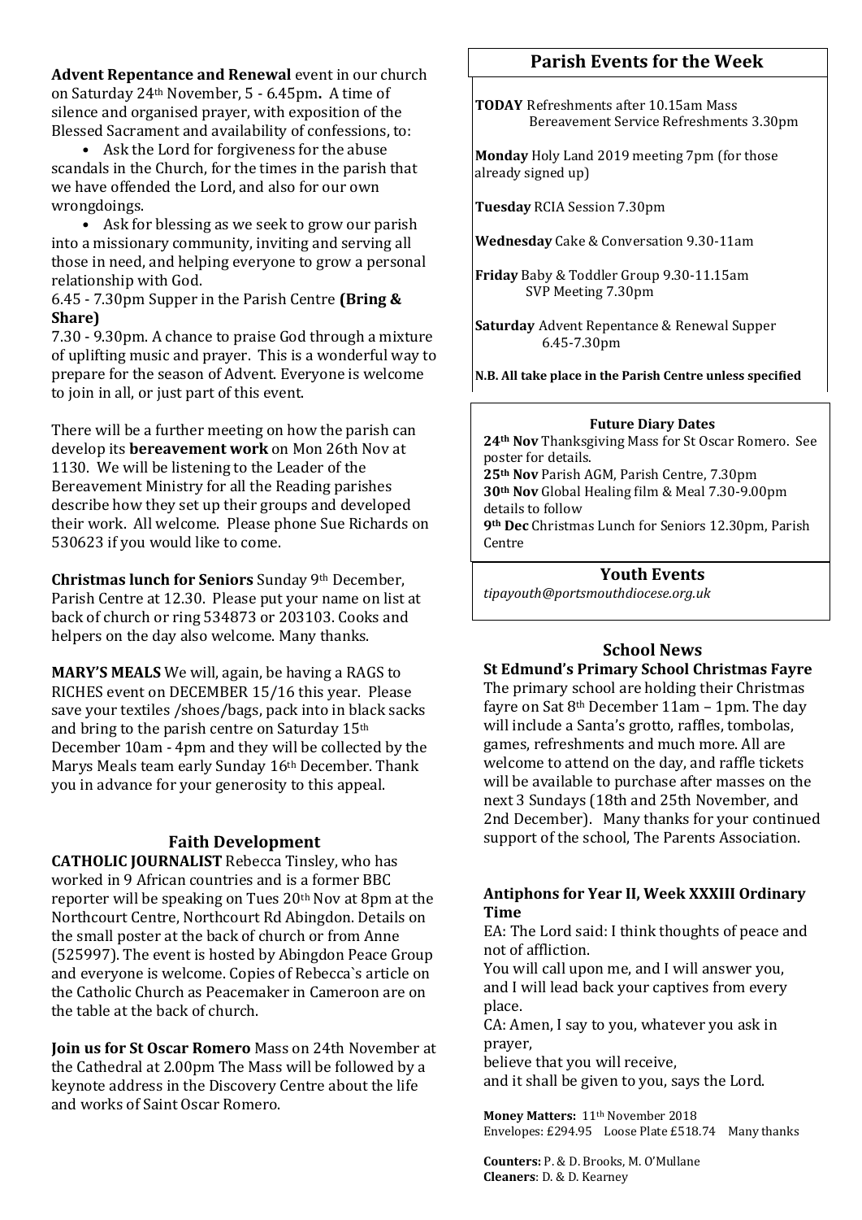**Advent Repentance and Renewal** event in our church on Saturday 24th November, 5 - 6.45pm**.** A time of silence and organised prayer, with exposition of the Blessed Sacrament and availability of confessions, to:

- Ask the Lord for forgiveness for the abuse scandals in the Church, for the times in the parish that we have offended the Lord, and also for our own wrongdoings.
- Ask for blessing as we seek to grow our parish into a missionary community, inviting and serving all those in need, and helping everyone to grow a personal relationship with God.

6.45 - 7.30pm Supper in the Parish Centre **(Bring & Share)**

7.30 - 9.30pm. A chance to praise God through a mixture of uplifting music and prayer. This is a wonderful way to prepare for the season of Advent. Everyone is welcome to join in all, or just part of this event.

There will be a further meeting on how the parish can develop its **bereavement work** on Mon 26th Nov at 1130. We will be listening to the Leader of the Bereavement Ministry for all the Reading parishes describe how they set up their groups and developed their work. All welcome. Please phone Sue Richards on 530623 if you would like to come.

**Christmas lunch for Seniors** Sunday 9th December, Parish Centre at 12.30. Please put your name on list at back of church or ring 534873 or 203103. Cooks and helpers on the day also welcome. Many thanks.

**MARY'S MEALS** We will, again, be having a RAGS to RICHES event on DECEMBER 15/16 this year. Please save your textiles /shoes/bags, pack into in black sacks and bring to the parish centre on Saturday 15th December 10am - 4pm and they will be collected by the Marys Meals team early Sunday 16th December. Thank you in advance for your generosity to this appeal.

## Faith Development

**CATHOLIC JOURNALIST** Rebecca Tinsley, who has worked in 9 African countries and is a former BBC reporter will be speaking on Tues 20th Nov at 8pm at the Northcourt Centre, Northcourt Rd Abingdon. Details on the small poster at the back of church or from Anne (525997). The event is hosted by Abingdon Peace Group and everyone is welcome. Copies of Rebecca`s article on the Catholic Church as Peacemaker in Cameroon are on the table at the back of church.

**Join us for St Oscar Romero** Mass on 24th November at the Cathedral at 2.00pm The Mass will be followed by a keynote address in the Discovery Centre about the life and works of Saint Oscar Romero.

## Parish Events for the Week

**TODAY** Refreshments after 10.15am Mass
Bereavement Service Refreshments 3.30pm

**Monday** Holy Land 2019 meeting 7pm (for those already signed up)

**Tuesday** RCIA Session 7.30pm

**Wednesday** Cake & Conversation 9.30-11am

**Friday** Baby & Toddler Group 9.30-11.15am
SVP Meeting 7.30pm

**Saturday** Advent Repentance & Renewal Supper 6.45-7.30pm

**N.B. All take place in the Parish Centre unless specified**

### Future Diary Dates

**24th Nov** Thanksgiving Mass for St Oscar Romero. See poster for details.
**25th Nov** Parish AGM, Parish Centre, 7.30pm
**30th Nov** Global Healing film & Meal 7.30-9.00pm details to follow
**9th Dec** Christmas Lunch for Seniors 12.30pm, Parish Centre

### Youth Events

*tipayouth@portsmouthdiocese.org.uk*

## School News

**St Edmund's Primary School Christmas Fayre**

The primary school are holding their Christmas fayre on Sat 8th December 11am – 1pm. The day will include a Santa's grotto, raffles, tombolas, games, refreshments and much more. All are welcome to attend on the day, and raffle tickets will be available to purchase after masses on the next 3 Sundays (18th and 25th November, and 2nd December). Many thanks for your continued support of the school, The Parents Association.

**Antiphons for Year II, Week XXXIII Ordinary Time**

EA: The Lord said: I think thoughts of peace and not of affliction.
You will call upon me, and I will answer you, and I will lead back your captives from every place.
CA: Amen, I say to you, whatever you ask in prayer,
believe that you will receive,
and it shall be given to you, says the Lord.

**Money Matters:** 11th November 2018
Envelopes: £294.95 Loose Plate £518.74 Many thanks

**Counters:** P. & D. Brooks, M. O'Mullane
**Cleaners**: D. & D. Kearney